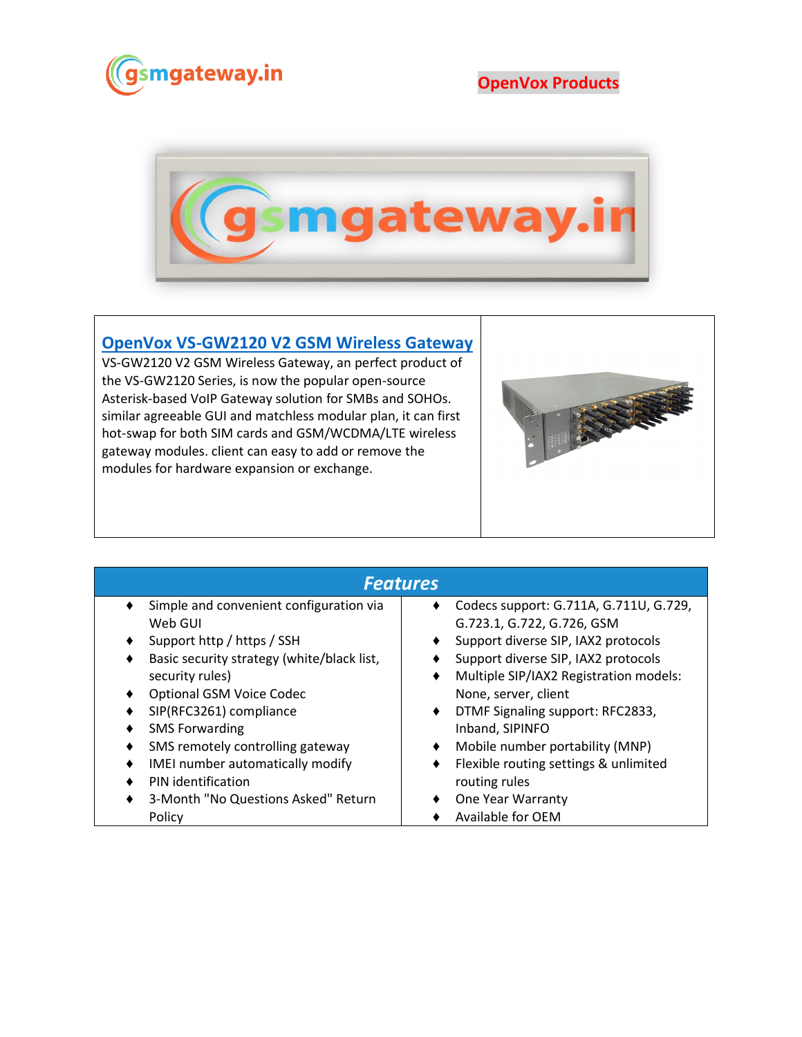gsmgateway.in

OpenVox Products

## OpenVox VS-GW2120 V2 GSM Wireless Gateway

VS-GW2120 V2 GSM Wireless Gateway, an perfect product of the VS-GW2120 Series, is now the popular open-source Asterisk-based VoIP Gateway solution for SMBs and SOHOs. similar agreeable GUI and matchless modular plan, it can first hot-swap for both SIM cards and GSM/WCDMA/LTE wireless gateway modules. client can easy to add or remove the modules for hardware expansion or exchange.

## *Features*

- Simple and convenient configuration via Web GUI
- Support http / https / SSH
- Basic security strategy (white/black list, security rules)
- Optional GSM Voice Codec
- SIP(RFC3261) compliance
- SMS Forwarding
- SMS remotely controlling gateway
- IMEI number automatically modify
- PIN identification
- 3-Month "No Questions Asked" Return Policy
- Codecs support: G.711A, G.711U, G.729, G.723.1, G.722, G.726, GSM
- Support diverse SIP, IAX2 protocols
- Support diverse SIP, IAX2 protocols
- Multiple SIP/IAX2 Registration models: None, server, client
- DTMF Signaling support: RFC2833, Inband, SIPINFO
- Mobile number portability (MNP)
- Flexible routing settings & unlimited routing rules
- One Year Warranty
- Available for OEM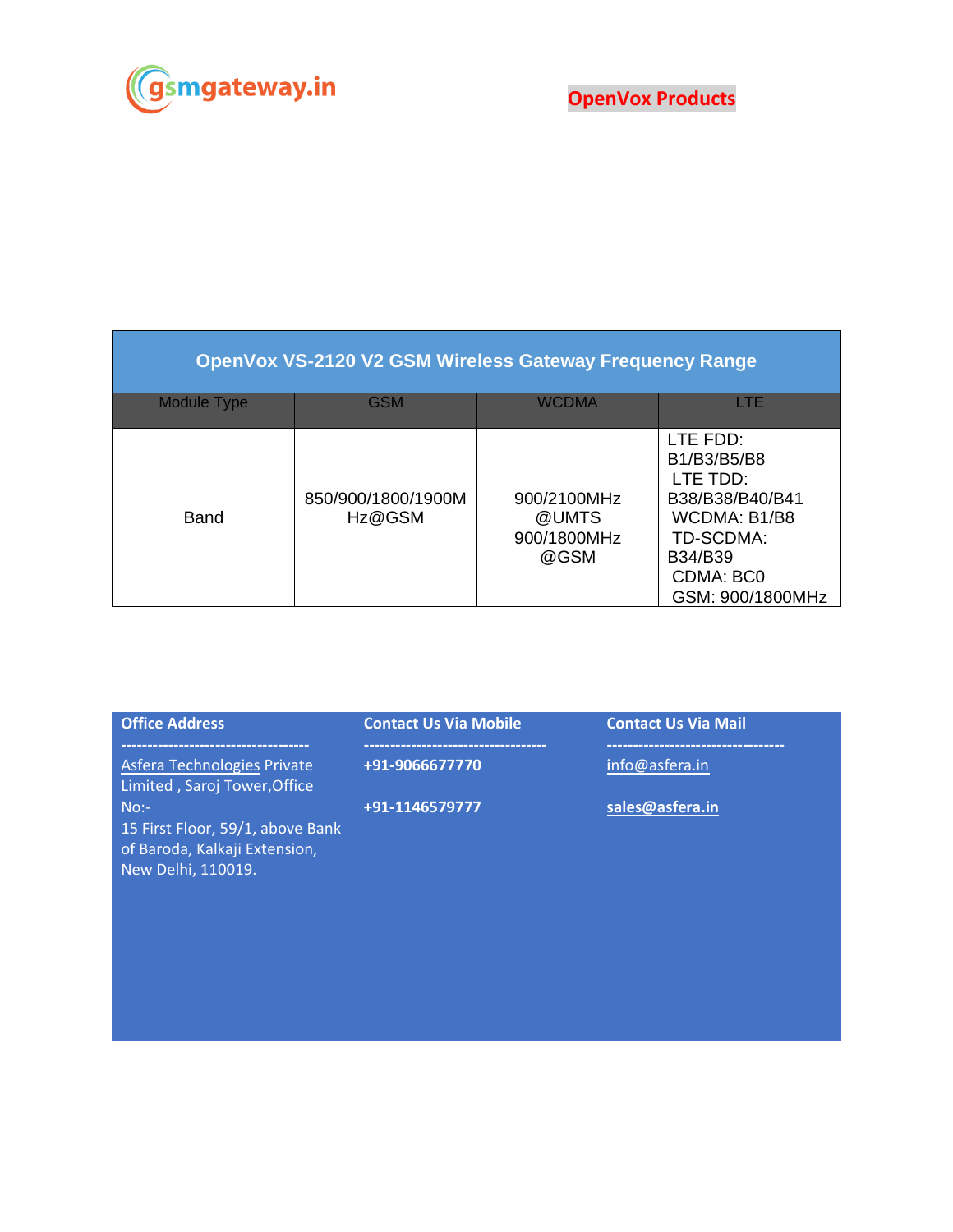OpenVox Products

| OpenVox VS-2120 V2 GSM Wireless Gateway Frequency Range | | | |
|---|---|---|---|
| Module Type | GSM | WCDMA | LTE |
| Band | 850/900/1800/1900MHz@GSM | 900/2100MHz @UMTS 900/1800MHz @GSM | LTE FDD: B1/B3/B5/B8 LTE TDD: B38/B38/B40/B41 WCDMA: B1/B8 TD-SCDMA: B34/B39 CDMA: BC0 GSM: 900/1800MHz |

**Office Address**

-----------------------------------

Asfera Technologies Private Limited , Saroj Tower,Office No:-
15 First Floor, 59/1, above Bank of Baroda, Kalkaji Extension, New Delhi, 110019.

**Contact Us Via Mobile**

-----------------------------------

**+91-9066677770**

**+91-1146579777**

**Contact Us Via Mail**

-----------------------------------

info@asfera.in

**sales@asfera.in**